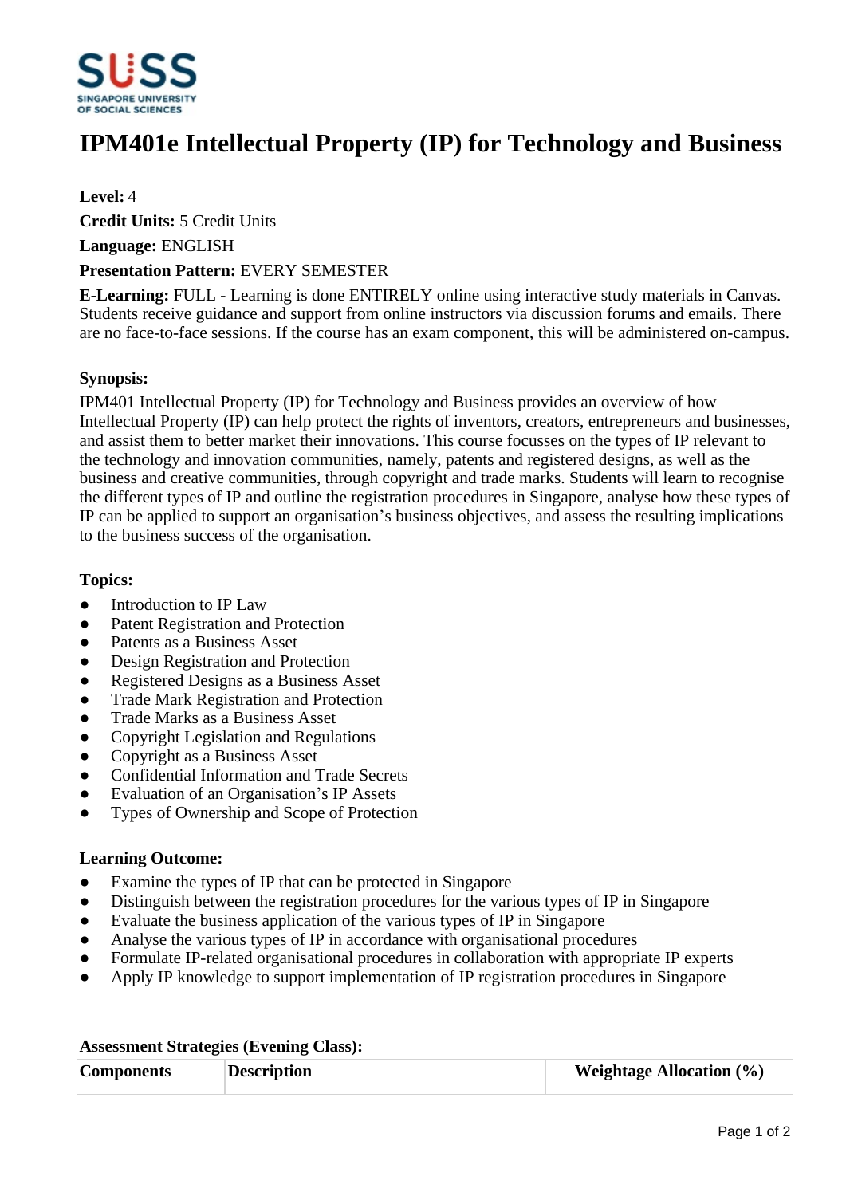# IPM401e Intellectual Property (IP) for Technology and Business

**Level:** 4

**Credit Units:** 5 Credit Units

**Language:** ENGLISH

**Presentation Pattern:** EVERY SEMESTER

**E-Learning:** FULL - Learning is done ENTIRELY online using interactive study materials in Canvas. Students receive guidance and support from online instructors via discussion forums and emails. There are no face-to-face sessions. If the course has an exam component, this will be administered on-campus.

**Synopsis:**

IPM401 Intellectual Property (IP) for Technology and Business provides an overview of how Intellectual Property (IP) can help protect the rights of inventors, creators, entrepreneurs and businesses, and assist them to better market their innovations. This course focusses on the types of IP relevant to the technology and innovation communities, namely, patents and registered designs, as well as the business and creative communities, through copyright and trade marks. Students will learn to recognise the different types of IP and outline the registration procedures in Singapore, analyse how these types of IP can be applied to support an organisation's business objectives, and assess the resulting implications to the business success of the organisation.

**Topics:**

- Introduction to IP Law
- Patent Registration and Protection
- Patents as a Business Asset
- Design Registration and Protection
- Registered Designs as a Business Asset
- Trade Mark Registration and Protection
- Trade Marks as a Business Asset
- Copyright Legislation and Regulations
- Copyright as a Business Asset
- Confidential Information and Trade Secrets
- Evaluation of an Organisation's IP Assets
- Types of Ownership and Scope of Protection

**Learning Outcome:**

- Examine the types of IP that can be protected in Singapore
- Distinguish between the registration procedures for the various types of IP in Singapore
- Evaluate the business application of the various types of IP in Singapore
- Analyse the various types of IP in accordance with organisational procedures
- Formulate IP-related organisational procedures in collaboration with appropriate IP experts
- Apply IP knowledge to support implementation of IP registration procedures in Singapore

**Assessment Strategies (Evening Class):**

| Components | Description | Weightage Allocation (%) |
|---|---|---|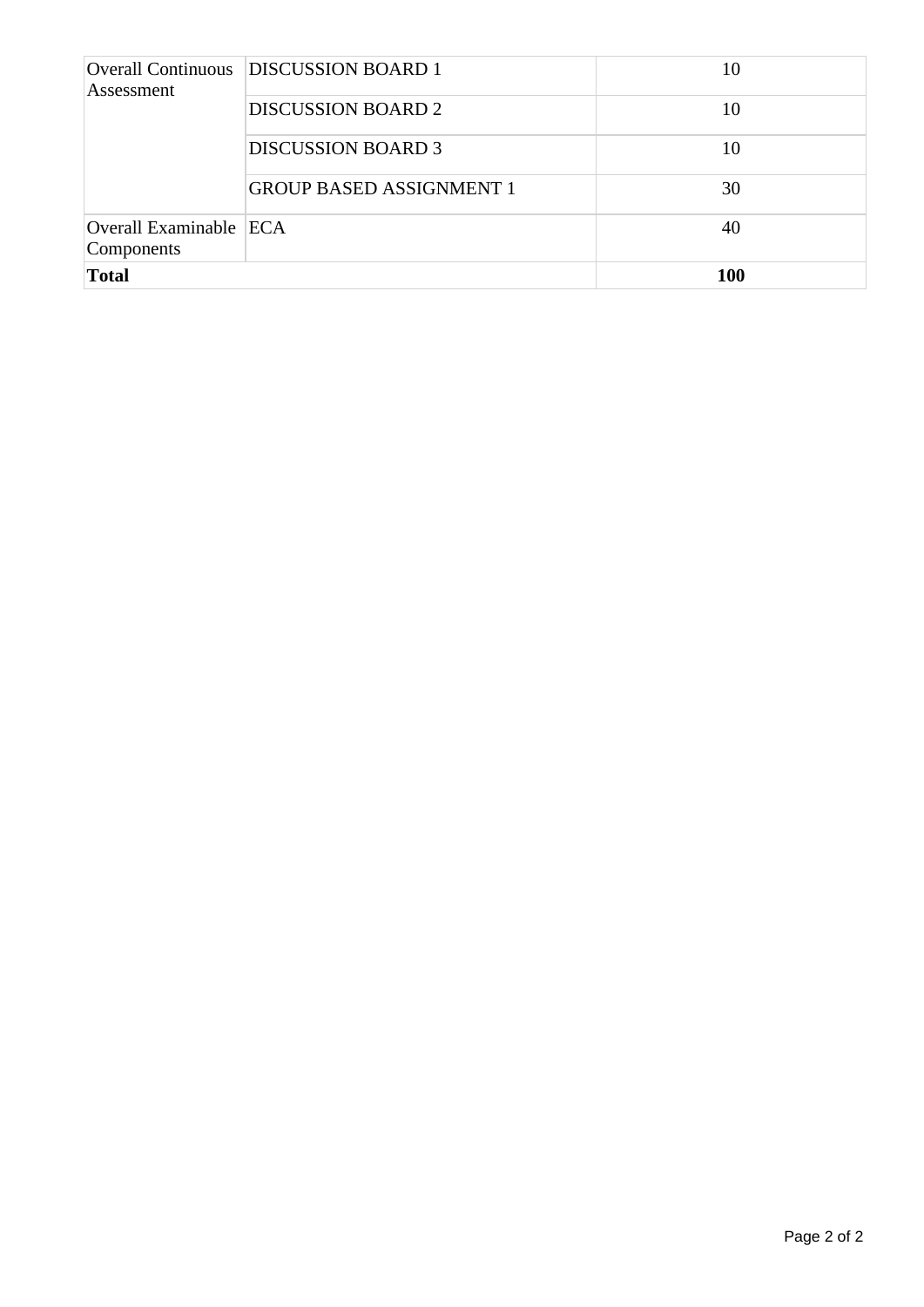| | | |
|---|---|---|
| Overall Continuous Assessment | DISCUSSION BOARD 1 | 10 |
| | DISCUSSION BOARD 2 | 10 |
| | DISCUSSION BOARD 3 | 10 |
| | GROUP BASED ASSIGNMENT 1 | 30 |
| Overall Examinable Components | ECA | 40 |
| **Total** | | **100** |